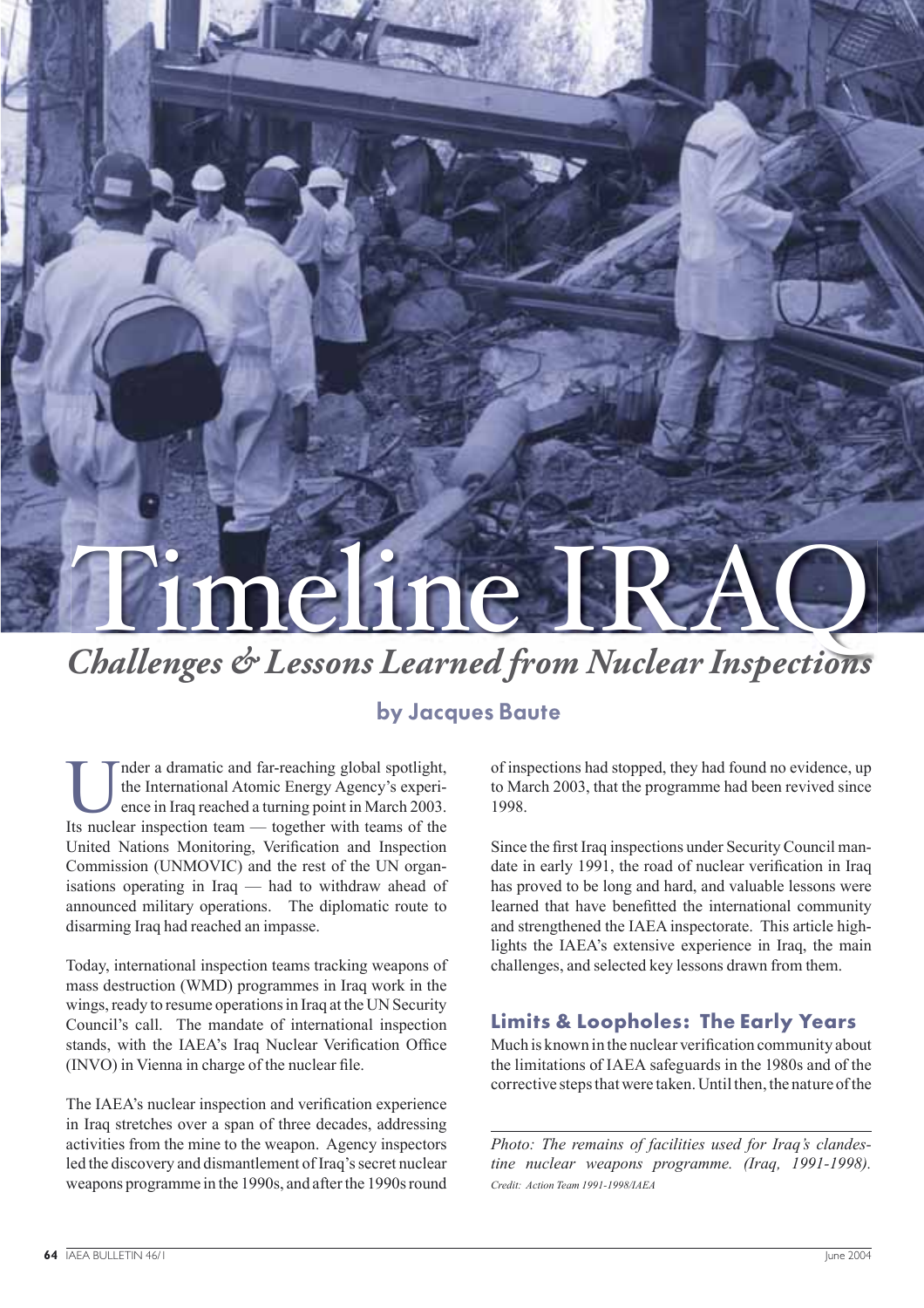# Timeline IRAQ

## *Challenges & Lessons Learned from Nuclear Inspections*

**by Jacques Baute**

Under a dramatic and far-reaching global spotlight, the International Atomic Energy Agency's experience in Iraq reached a turning point in March 2003. Its nuclear inspection team — together with teams of the United Nations Monitoring, Verification and Inspection Commission (UNMOVIC) and the rest of the UN organisations operating in Iraq — had to withdraw ahead of announced military operations. The diplomatic route to disarming Iraq had reached an impasse.

Today, international inspection teams tracking weapons of mass destruction (WMD) programmes in Iraq work in the wings, ready to resume operations in Iraq at the UN Security Council's call. The mandate of international inspection stands, with the IAEA's Iraq Nuclear Verification Office (INVO) in Vienna in charge of the nuclear file.

The IAEA's nuclear inspection and verification experience in Iraq stretches over a span of three decades, addressing activities from the mine to the weapon. Agency inspectors led the discovery and dismantlement of Iraq's secret nuclear weapons programme in the 1990s, and after the 1990s round of inspections had stopped, they had found no evidence, up to March 2003, that the programme had been revived since 1998.

Since the first Iraq inspections under Security Council mandate in early 1991, the road of nuclear verification in Iraq has proved to be long and hard, and valuable lessons were learned that have benefitted the international community and strengthened the IAEA inspectorate. This article highlights the IAEA's extensive experience in Iraq, the main challenges, and selected key lessons drawn from them.

### Limits & Loopholes: The Early Years

Much is known in the nuclear verification community about the limitations of IAEA safeguards in the 1980s and of the corrective steps that were taken. Until then, the nature of the

*Photo: The remains of facilities used for Iraq's clandestine nuclear weapons programme. (Iraq, 1991-1998).*
*Credit: Action Team 1991-1998/IAEA*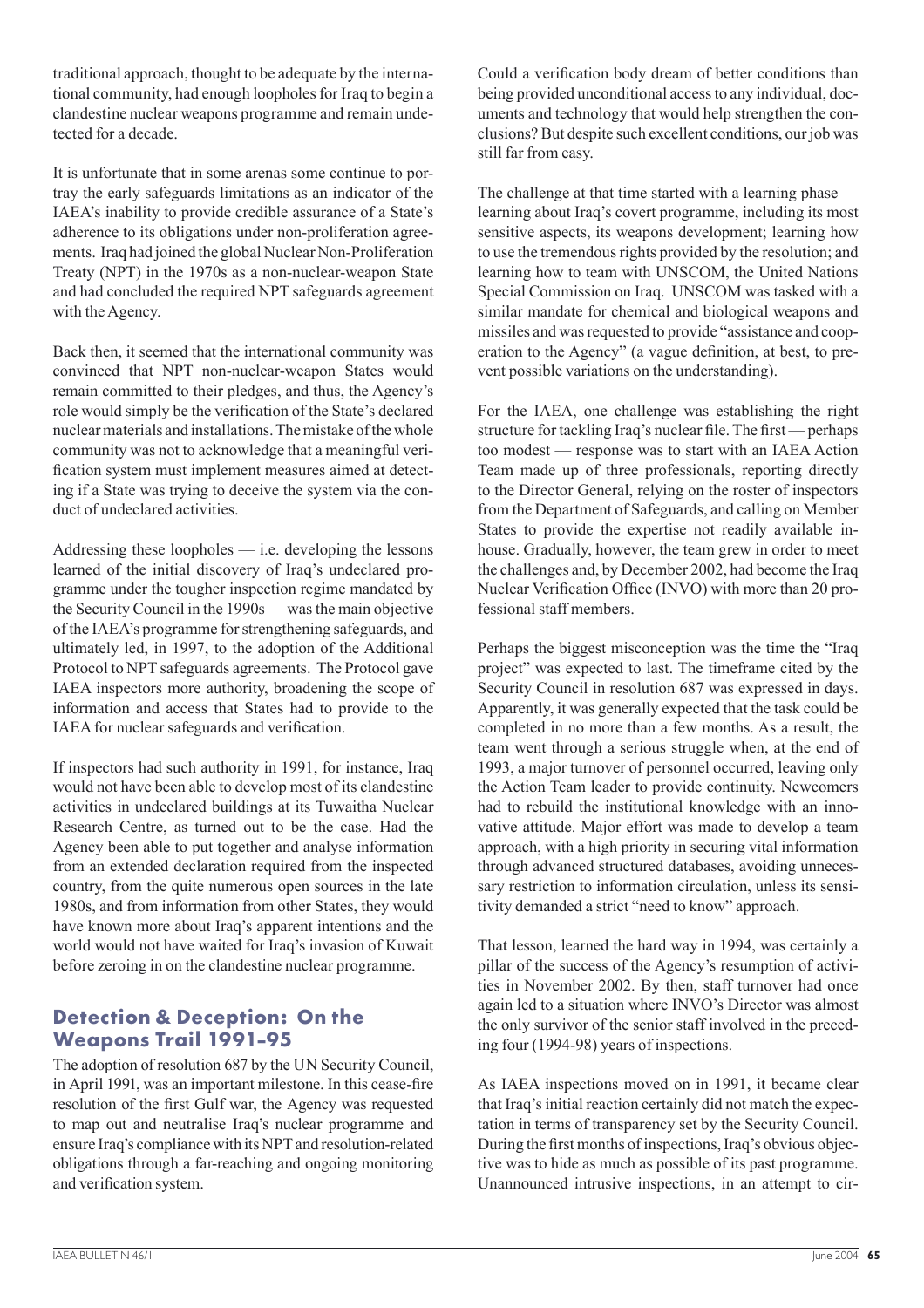traditional approach, thought to be adequate by the international community, had enough loopholes for Iraq to begin a clandestine nuclear weapons programme and remain undetected for a decade.

It is unfortunate that in some arenas some continue to portray the early safeguards limitations as an indicator of the IAEA's inability to provide credible assurance of a State's adherence to its obligations under non-proliferation agreements. Iraq had joined the global Nuclear Non-Proliferation Treaty (NPT) in the 1970s as a non-nuclear-weapon State and had concluded the required NPT safeguards agreement with the Agency.

Back then, it seemed that the international community was convinced that NPT non-nuclear-weapon States would remain committed to their pledges, and thus, the Agency's role would simply be the verification of the State's declared nuclear materials and installations. The mistake of the whole community was not to acknowledge that a meaningful verification system must implement measures aimed at detecting if a State was trying to deceive the system via the conduct of undeclared activities.

Addressing these loopholes — i.e. developing the lessons learned of the initial discovery of Iraq's undeclared programme under the tougher inspection regime mandated by the Security Council in the 1990s — was the main objective of the IAEA's programme for strengthening safeguards, and ultimately led, in 1997, to the adoption of the Additional Protocol to NPT safeguards agreements. The Protocol gave IAEA inspectors more authority, broadening the scope of information and access that States had to provide to the IAEA for nuclear safeguards and verification.

If inspectors had such authority in 1991, for instance, Iraq would not have been able to develop most of its clandestine activities in undeclared buildings at its Tuwaitha Nuclear Research Centre, as turned out to be the case. Had the Agency been able to put together and analyse information from an extended declaration required from the inspected country, from the quite numerous open sources in the late 1980s, and from information from other States, they would have known more about Iraq's apparent intentions and the world would not have waited for Iraq's invasion of Kuwait before zeroing in on the clandestine nuclear programme.

## Detection & Deception: On the Weapons Trail 1991–95

The adoption of resolution 687 by the UN Security Council, in April 1991, was an important milestone. In this cease-fire resolution of the first Gulf war, the Agency was requested to map out and neutralise Iraq's nuclear programme and ensure Iraq's compliance with its NPT and resolution-related obligations through a far-reaching and ongoing monitoring and verification system.

Could a verification body dream of better conditions than being provided unconditional access to any individual, documents and technology that would help strengthen the conclusions? But despite such excellent conditions, our job was still far from easy.

The challenge at that time started with a learning phase — learning about Iraq's covert programme, including its most sensitive aspects, its weapons development; learning how to use the tremendous rights provided by the resolution; and learning how to team with UNSCOM, the United Nations Special Commission on Iraq. UNSCOM was tasked with a similar mandate for chemical and biological weapons and missiles and was requested to provide "assistance and cooperation to the Agency" (a vague definition, at best, to prevent possible variations on the understanding).

For the IAEA, one challenge was establishing the right structure for tackling Iraq's nuclear file. The first — perhaps too modest — response was to start with an IAEA Action Team made up of three professionals, reporting directly to the Director General, relying on the roster of inspectors from the Department of Safeguards, and calling on Member States to provide the expertise not readily available in-house. Gradually, however, the team grew in order to meet the challenges and, by December 2002, had become the Iraq Nuclear Verification Office (INVO) with more than 20 professional staff members.

Perhaps the biggest misconception was the time the "Iraq project" was expected to last. The timeframe cited by the Security Council in resolution 687 was expressed in days. Apparently, it was generally expected that the task could be completed in no more than a few months. As a result, the team went through a serious struggle when, at the end of 1993, a major turnover of personnel occurred, leaving only the Action Team leader to provide continuity. Newcomers had to rebuild the institutional knowledge with an innovative attitude. Major effort was made to develop a team approach, with a high priority in securing vital information through advanced structured databases, avoiding unnecessary restriction to information circulation, unless its sensitivity demanded a strict "need to know" approach.

That lesson, learned the hard way in 1994, was certainly a pillar of the success of the Agency's resumption of activities in November 2002. By then, staff turnover had once again led to a situation where INVO's Director was almost the only survivor of the senior staff involved in the preceding four (1994-98) years of inspections.

As IAEA inspections moved on in 1991, it became clear that Iraq's initial reaction certainly did not match the expectation in terms of transparency set by the Security Council. During the first months of inspections, Iraq's obvious objective was to hide as much as possible of its past programme. Unannounced intrusive inspections, in an attempt to cir-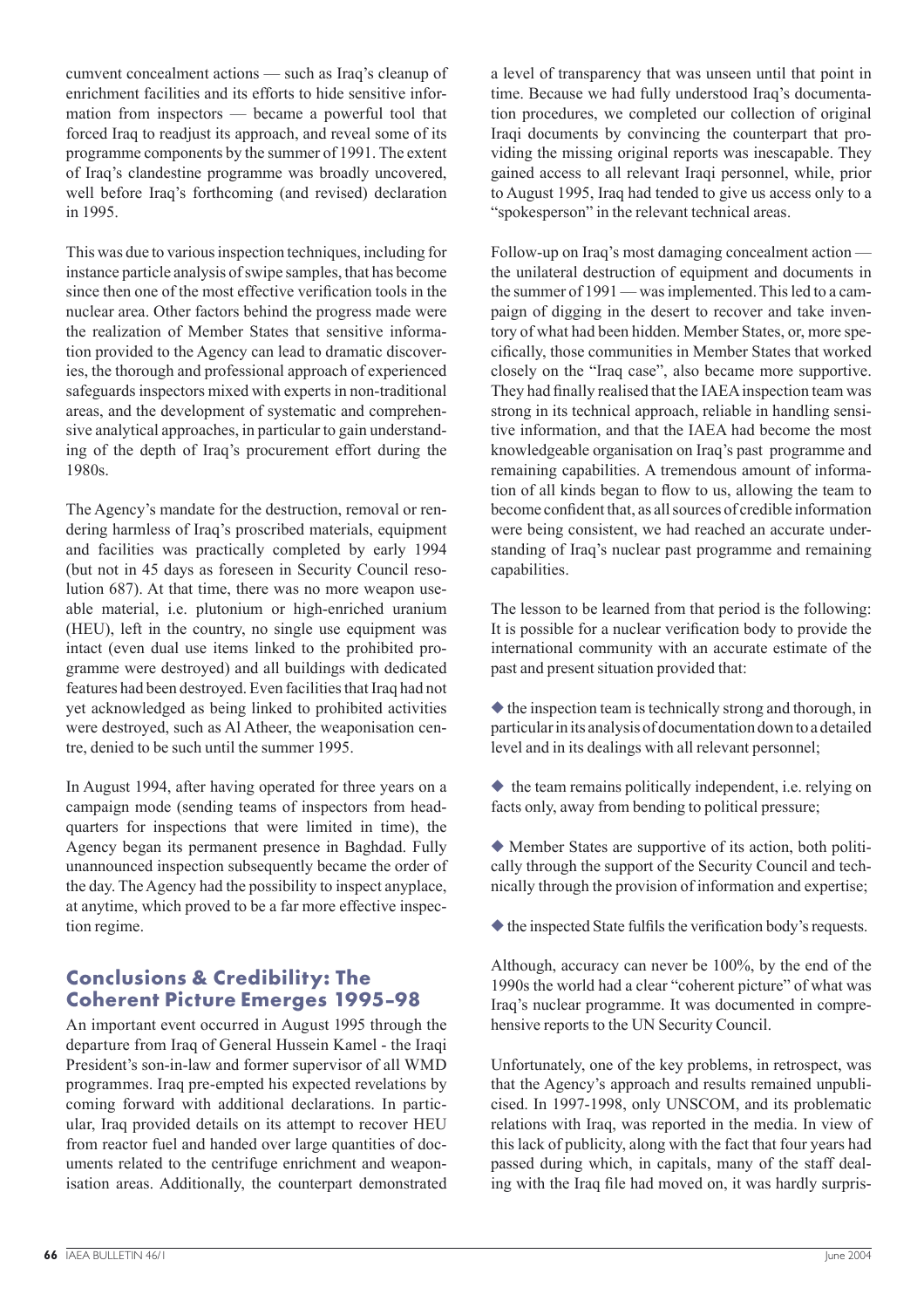cumvent concealment actions — such as Iraq's cleanup of enrichment facilities and its efforts to hide sensitive information from inspectors — became a powerful tool that forced Iraq to readjust its approach, and reveal some of its programme components by the summer of 1991. The extent of Iraq's clandestine programme was broadly uncovered, well before Iraq's forthcoming (and revised) declaration in 1995.

This was due to various inspection techniques, including for instance particle analysis of swipe samples, that has become since then one of the most effective verification tools in the nuclear area. Other factors behind the progress made were the realization of Member States that sensitive information provided to the Agency can lead to dramatic discoveries, the thorough and professional approach of experienced safeguards inspectors mixed with experts in non-traditional areas, and the development of systematic and comprehensive analytical approaches, in particular to gain understanding of the depth of Iraq's procurement effort during the 1980s.

The Agency's mandate for the destruction, removal or rendering harmless of Iraq's proscribed materials, equipment and facilities was practically completed by early 1994 (but not in 45 days as foreseen in Security Council resolution 687). At that time, there was no more weapon useable material, i.e. plutonium or high-enriched uranium (HEU), left in the country, no single use equipment was intact (even dual use items linked to the prohibited programme were destroyed) and all buildings with dedicated features had been destroyed. Even facilities that Iraq had not yet acknowledged as being linked to prohibited activities were destroyed, such as Al Atheer, the weaponisation centre, denied to be such until the summer 1995.

In August 1994, after having operated for three years on a campaign mode (sending teams of inspectors from headquarters for inspections that were limited in time), the Agency began its permanent presence in Baghdad. Fully unannounced inspection subsequently became the order of the day. The Agency had the possibility to inspect anyplace, at anytime, which proved to be a far more effective inspection regime.

## Conclusions & Credibility: The Coherent Picture Emerges 1995–98

An important event occurred in August 1995 through the departure from Iraq of General Hussein Kamel - the Iraqi President's son-in-law and former supervisor of all WMD programmes. Iraq pre-empted his expected revelations by coming forward with additional declarations. In particular, Iraq provided details on its attempt to recover HEU from reactor fuel and handed over large quantities of documents related to the centrifuge enrichment and weaponisation areas. Additionally, the counterpart demonstrated a level of transparency that was unseen until that point in time. Because we had fully understood Iraq's documentation procedures, we completed our collection of original Iraqi documents by convincing the counterpart that providing the missing original reports was inescapable. They gained access to all relevant Iraqi personnel, while, prior to August 1995, Iraq had tended to give us access only to a "spokesperson" in the relevant technical areas.

Follow-up on Iraq's most damaging concealment action — the unilateral destruction of equipment and documents in the summer of 1991 — was implemented. This led to a campaign of digging in the desert to recover and take inventory of what had been hidden. Member States, or, more specifically, those communities in Member States that worked closely on the "Iraq case", also became more supportive. They had finally realised that the IAEA inspection team was strong in its technical approach, reliable in handling sensitive information, and that the IAEA had become the most knowledgeable organisation on Iraq's past programme and remaining capabilities. A tremendous amount of information of all kinds began to flow to us, allowing the team to become confident that, as all sources of credible information were being consistent, we had reached an accurate understanding of Iraq's nuclear past programme and remaining capabilities.

The lesson to be learned from that period is the following: It is possible for a nuclear verification body to provide the international community with an accurate estimate of the past and present situation provided that:

- the inspection team is technically strong and thorough, in particular in its analysis of documentation down to a detailed level and in its dealings with all relevant personnel;
- the team remains politically independent, i.e. relying on facts only, away from bending to political pressure;
- Member States are supportive of its action, both politically through the support of the Security Council and technically through the provision of information and expertise;
- the inspected State fulfils the verification body's requests.

Although, accuracy can never be 100%, by the end of the 1990s the world had a clear "coherent picture" of what was Iraq's nuclear programme. It was documented in comprehensive reports to the UN Security Council.

Unfortunately, one of the key problems, in retrospect, was that the Agency's approach and results remained unpublicised. In 1997-1998, only UNSCOM, and its problematic relations with Iraq, was reported in the media. In view of this lack of publicity, along with the fact that four years had passed during which, in capitals, many of the staff dealing with the Iraq file had moved on, it was hardly surpris-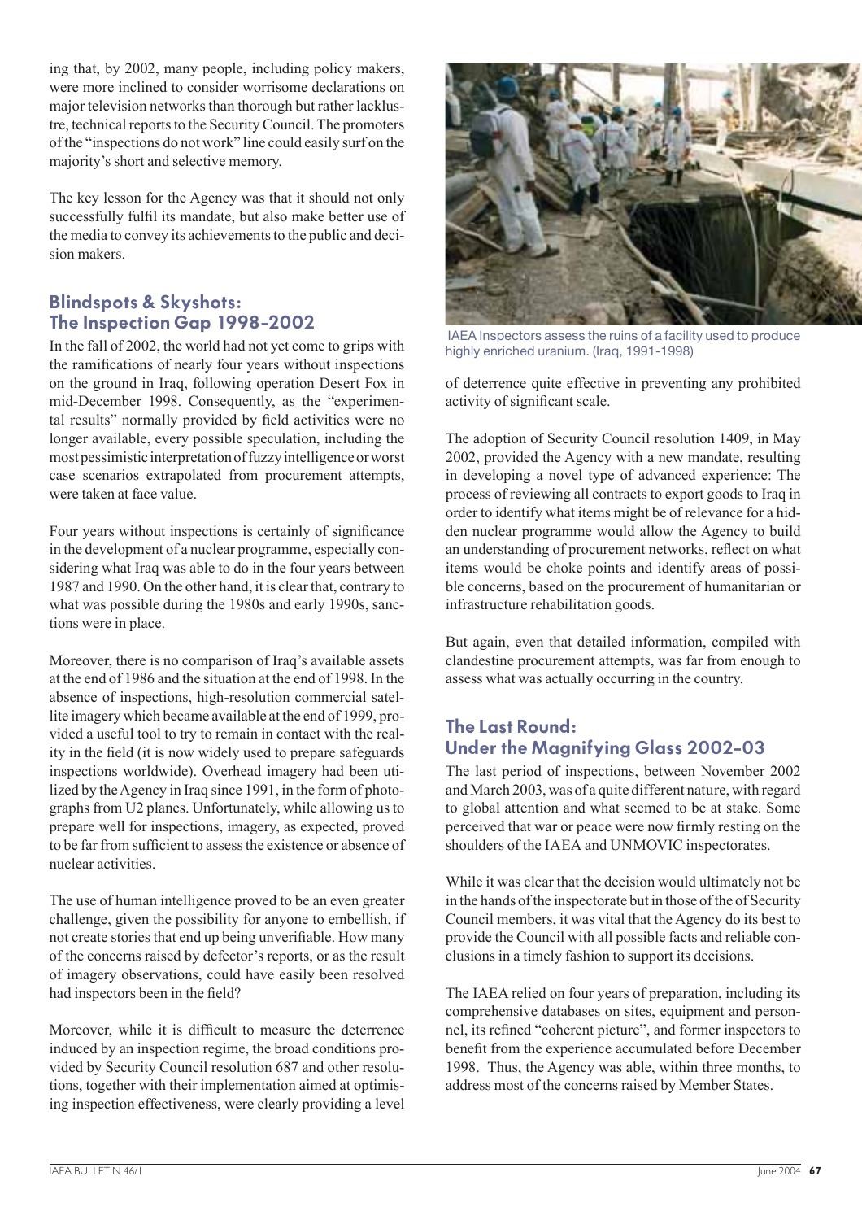ing that, by 2002, many people, including policy makers, were more inclined to consider worrisome declarations on major television networks than thorough but rather lacklustre, technical reports to the Security Council. The promoters of the "inspections do not work" line could easily surf on the majority's short and selective memory.

The key lesson for the Agency was that it should not only successfully fulfil its mandate, but also make better use of the media to convey its achievements to the public and decision makers.

## Blindspots & Skyshots: The Inspection Gap 1998-2002

In the fall of 2002, the world had not yet come to grips with the ramifications of nearly four years without inspections on the ground in Iraq, following operation Desert Fox in mid-December 1998. Consequently, as the "experimental results" normally provided by field activities were no longer available, every possible speculation, including the most pessimistic interpretation of fuzzy intelligence or worst case scenarios extrapolated from procurement attempts, were taken at face value.

Four years without inspections is certainly of significance in the development of a nuclear programme, especially considering what Iraq was able to do in the four years between 1987 and 1990. On the other hand, it is clear that, contrary to what was possible during the 1980s and early 1990s, sanctions were in place.

Moreover, there is no comparison of Iraq's available assets at the end of 1986 and the situation at the end of 1998. In the absence of inspections, high-resolution commercial satellite imagery which became available at the end of 1999, provided a useful tool to try to remain in contact with the reality in the field (it is now widely used to prepare safeguards inspections worldwide). Overhead imagery had been utilized by the Agency in Iraq since 1991, in the form of photographs from U2 planes. Unfortunately, while allowing us to prepare well for inspections, imagery, as expected, proved to be far from sufficient to assess the existence or absence of nuclear activities.

The use of human intelligence proved to be an even greater challenge, given the possibility for anyone to embellish, if not create stories that end up being unverifiable. How many of the concerns raised by defector's reports, or as the result of imagery observations, could have easily been resolved had inspectors been in the field?

Moreover, while it is difficult to measure the deterrence induced by an inspection regime, the broad conditions provided by Security Council resolution 687 and other resolutions, together with their implementation aimed at optimising inspection effectiveness, were clearly providing a level of deterrence quite effective in preventing any prohibited activity of significant scale.

IAEA Inspectors assess the ruins of a facility used to produce highly enriched uranium. (Iraq, 1991-1998)

The adoption of Security Council resolution 1409, in May 2002, provided the Agency with a new mandate, resulting in developing a novel type of advanced experience: The process of reviewing all contracts to export goods to Iraq in order to identify what items might be of relevance for a hidden nuclear programme would allow the Agency to build an understanding of procurement networks, reflect on what items would be choke points and identify areas of possible concerns, based on the procurement of humanitarian or infrastructure rehabilitation goods.

But again, even that detailed information, compiled with clandestine procurement attempts, was far from enough to assess what was actually occurring in the country.

## The Last Round: Under the Magnifying Glass 2002-03

The last period of inspections, between November 2002 and March 2003, was of a quite different nature, with regard to global attention and what seemed to be at stake. Some perceived that war or peace were now firmly resting on the shoulders of the IAEA and UNMOVIC inspectorates.

While it was clear that the decision would ultimately not be in the hands of the inspectorate but in those of the of Security Council members, it was vital that the Agency do its best to provide the Council with all possible facts and reliable conclusions in a timely fashion to support its decisions.

The IAEA relied on four years of preparation, including its comprehensive databases on sites, equipment and personnel, its refined "coherent picture", and former inspectors to benefit from the experience accumulated before December 1998. Thus, the Agency was able, within three months, to address most of the concerns raised by Member States.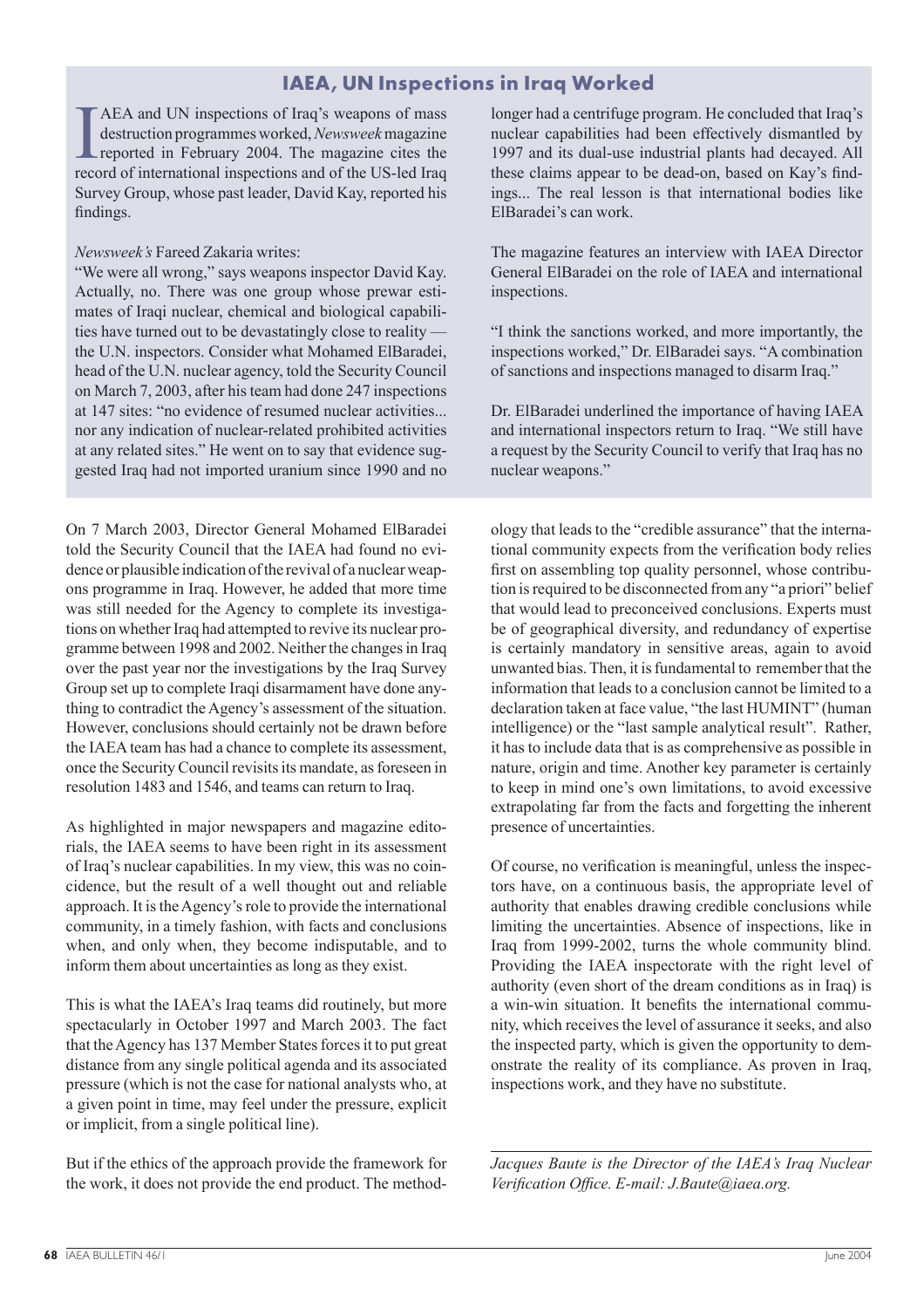## IAEA, UN Inspections in Iraq Worked

IAEA and UN inspections of Iraq's weapons of mass destruction programmes worked, *Newsweek* magazine reported in February 2004. The magazine cites the record of international inspections and of the US-led Iraq Survey Group, whose past leader, David Kay, reported his findings.

*Newsweek's* Fareed Zakaria writes:

"We were all wrong," says weapons inspector David Kay. Actually, no. There was one group whose prewar estimates of Iraqi nuclear, chemical and biological capabilities have turned out to be devastatingly close to reality — the U.N. inspectors. Consider what Mohamed ElBaradei, head of the U.N. nuclear agency, told the Security Council on March 7, 2003, after his team had done 247 inspections at 147 sites: "no evidence of resumed nuclear activities... nor any indication of nuclear-related prohibited activities at any related sites." He went on to say that evidence suggested Iraq had not imported uranium since 1990 and no longer had a centrifuge program. He concluded that Iraq's nuclear capabilities had been effectively dismantled by 1997 and its dual-use industrial plants had decayed. All these claims appear to be dead-on, based on Kay's findings... The real lesson is that international bodies like ElBaradei's can work.

The magazine features an interview with IAEA Director General ElBaradei on the role of IAEA and international inspections.

"I think the sanctions worked, and more importantly, the inspections worked," Dr. ElBaradei says. "A combination of sanctions and inspections managed to disarm Iraq."

Dr. ElBaradei underlined the importance of having IAEA and international inspectors return to Iraq. "We still have a request by the Security Council to verify that Iraq has no nuclear weapons."

On 7 March 2003, Director General Mohamed ElBaradei told the Security Council that the IAEA had found no evidence or plausible indication of the revival of a nuclear weapons programme in Iraq. However, he added that more time was still needed for the Agency to complete its investigations on whether Iraq had attempted to revive its nuclear programme between 1998 and 2002. Neither the changes in Iraq over the past year nor the investigations by the Iraq Survey Group set up to complete Iraqi disarmament have done anything to contradict the Agency's assessment of the situation. However, conclusions should certainly not be drawn before the IAEA team has had a chance to complete its assessment, once the Security Council revisits its mandate, as foreseen in resolution 1483 and 1546, and teams can return to Iraq.

As highlighted in major newspapers and magazine editorials, the IAEA seems to have been right in its assessment of Iraq's nuclear capabilities. In my view, this was no coincidence, but the result of a well thought out and reliable approach. It is the Agency's role to provide the international community, in a timely fashion, with facts and conclusions when, and only when, they become indisputable, and to inform them about uncertainties as long as they exist.

This is what the IAEA's Iraq teams did routinely, but more spectacularly in October 1997 and March 2003. The fact that the Agency has 137 Member States forces it to put great distance from any single political agenda and its associated pressure (which is not the case for national analysts who, at a given point in time, may feel under the pressure, explicit or implicit, from a single political line).

But if the ethics of the approach provide the framework for the work, it does not provide the end product. The methodology that leads to the "credible assurance" that the international community expects from the verification body relies first on assembling top quality personnel, whose contribution is required to be disconnected from any "a priori" belief that would lead to preconceived conclusions. Experts must be of geographical diversity, and redundancy of expertise is certainly mandatory in sensitive areas, again to avoid unwanted bias. Then, it is fundamental to remember that the information that leads to a conclusion cannot be limited to a declaration taken at face value, "the last HUMINT" (human intelligence) or the "last sample analytical result". Rather, it has to include data that is as comprehensive as possible in nature, origin and time. Another key parameter is certainly to keep in mind one's own limitations, to avoid excessive extrapolating far from the facts and forgetting the inherent presence of uncertainties.

Of course, no verification is meaningful, unless the inspectors have, on a continuous basis, the appropriate level of authority that enables drawing credible conclusions while limiting the uncertainties. Absence of inspections, like in Iraq from 1999-2002, turns the whole community blind. Providing the IAEA inspectorate with the right level of authority (even short of the dream conditions as in Iraq) is a win-win situation. It benefits the international community, which receives the level of assurance it seeks, and also the inspected party, which is given the opportunity to demonstrate the reality of its compliance. As proven in Iraq, inspections work, and they have no substitute.

*Jacques Baute is the Director of the IAEA's Iraq Nuclear Verification Office. E-mail: J.Baute@iaea.org.*